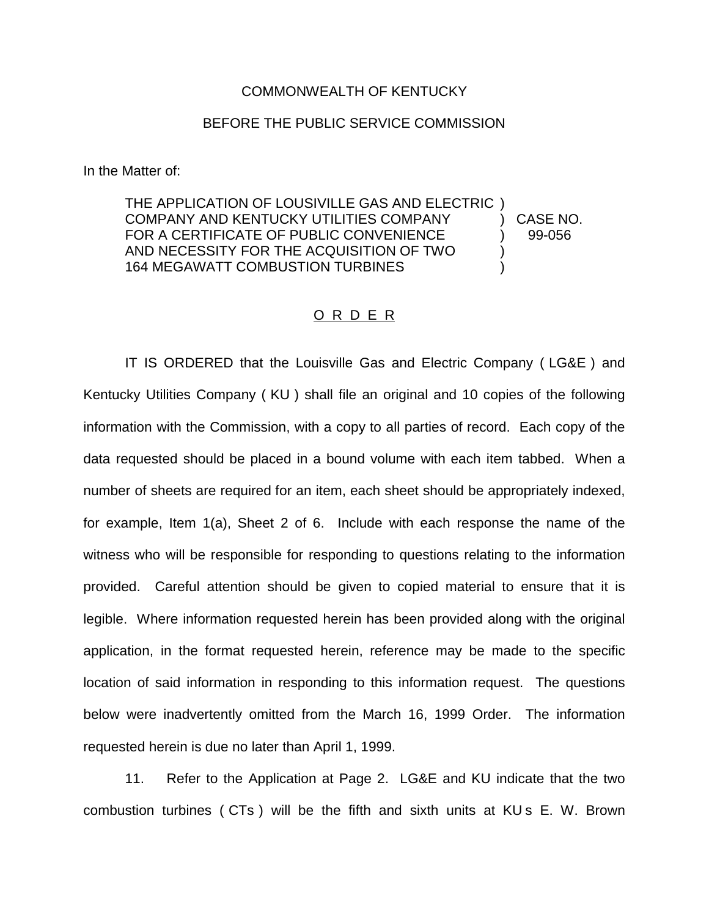COMMONWEALTH OF KENTUCKY

BEFORE THE PUBLIC SERVICE COMMISSION

In the Matter of:

| | | |
|---|---|---|
| THE APPLICATION OF LOUSIVILLE GAS AND ELECTRIC COMPANY AND KENTUCKY UTILITIES COMPANY FOR A CERTIFICATE OF PUBLIC CONVENIENCE AND NECESSITY FOR THE ACQUISITION OF TWO 164 MEGAWATT COMBUSTION TURBINES | ) | CASE NO. 99-056 |

O R D E R

IT IS ORDERED that the Louisville Gas and Electric Company ( LG&E ) and Kentucky Utilities Company ( KU ) shall file an original and 10 copies of the following information with the Commission, with a copy to all parties of record. Each copy of the data requested should be placed in a bound volume with each item tabbed. When a number of sheets are required for an item, each sheet should be appropriately indexed, for example, Item 1(a), Sheet 2 of 6. Include with each response the name of the witness who will be responsible for responding to questions relating to the information provided. Careful attention should be given to copied material to ensure that it is legible. Where information requested herein has been provided along with the original application, in the format requested herein, reference may be made to the specific location of said information in responding to this information request. The questions below were inadvertently omitted from the March 16, 1999 Order. The information requested herein is due no later than April 1, 1999.

11. Refer to the Application at Page 2. LG&E and KU indicate that the two combustion turbines ( CTs ) will be the fifth and sixth units at KU s E. W. Brown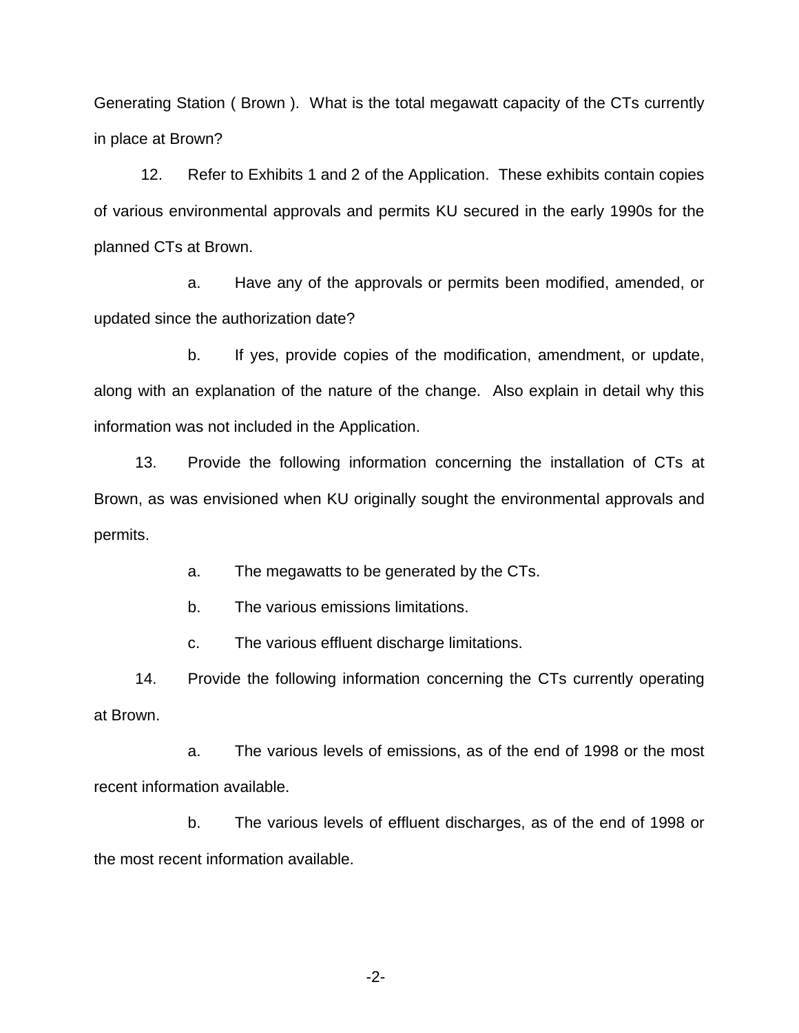Generating Station ( Brown ). What is the total megawatt capacity of the CTs currently in place at Brown?

12. Refer to Exhibits 1 and 2 of the Application. These exhibits contain copies of various environmental approvals and permits KU secured in the early 1990s for the planned CTs at Brown.

a. Have any of the approvals or permits been modified, amended, or updated since the authorization date?

b. If yes, provide copies of the modification, amendment, or update, along with an explanation of the nature of the change. Also explain in detail why this information was not included in the Application.

13. Provide the following information concerning the installation of CTs at Brown, as was envisioned when KU originally sought the environmental approvals and permits.

a. The megawatts to be generated by the CTs.

b. The various emissions limitations.

c. The various effluent discharge limitations.

14. Provide the following information concerning the CTs currently operating at Brown.

a. The various levels of emissions, as of the end of 1998 or the most recent information available.

b. The various levels of effluent discharges, as of the end of 1998 or the most recent information available.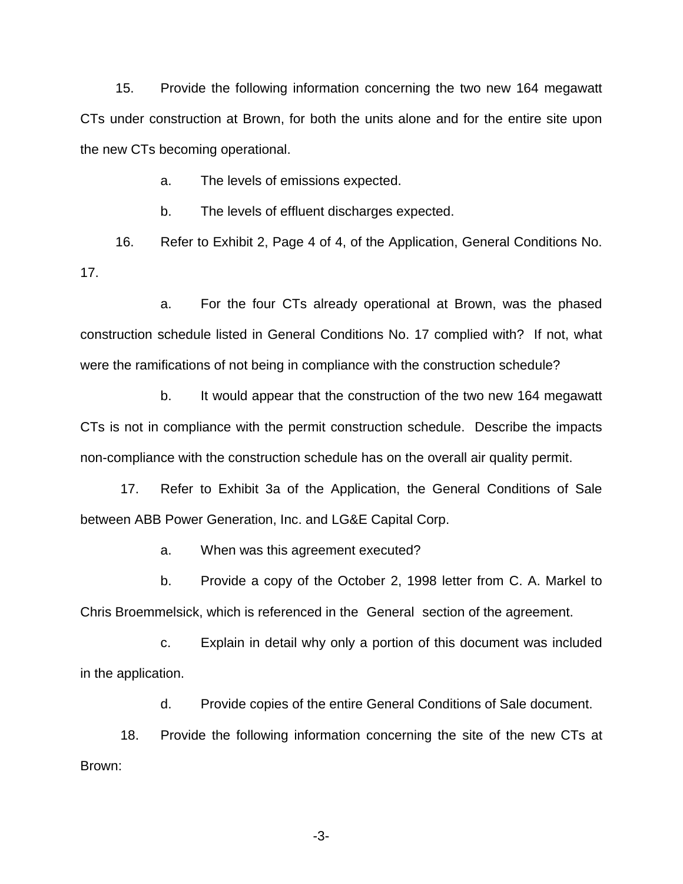15. Provide the following information concerning the two new 164 megawatt CTs under construction at Brown, for both the units alone and for the entire site upon the new CTs becoming operational.

  a. The levels of emissions expected.

  b. The levels of effluent discharges expected.

16. Refer to Exhibit 2, Page 4 of 4, of the Application, General Conditions No. 17.

  a. For the four CTs already operational at Brown, was the phased construction schedule listed in General Conditions No. 17 complied with? If not, what were the ramifications of not being in compliance with the construction schedule?

  b. It would appear that the construction of the two new 164 megawatt CTs is not in compliance with the permit construction schedule. Describe the impacts non-compliance with the construction schedule has on the overall air quality permit.

17. Refer to Exhibit 3a of the Application, the General Conditions of Sale between ABB Power Generation, Inc. and LG&E Capital Corp.

  a. When was this agreement executed?

  b. Provide a copy of the October 2, 1998 letter from C. A. Markel to Chris Broemmelsick, which is referenced in the General section of the agreement.

  c. Explain in detail why only a portion of this document was included in the application.

  d. Provide copies of the entire General Conditions of Sale document.

18. Provide the following information concerning the site of the new CTs at Brown: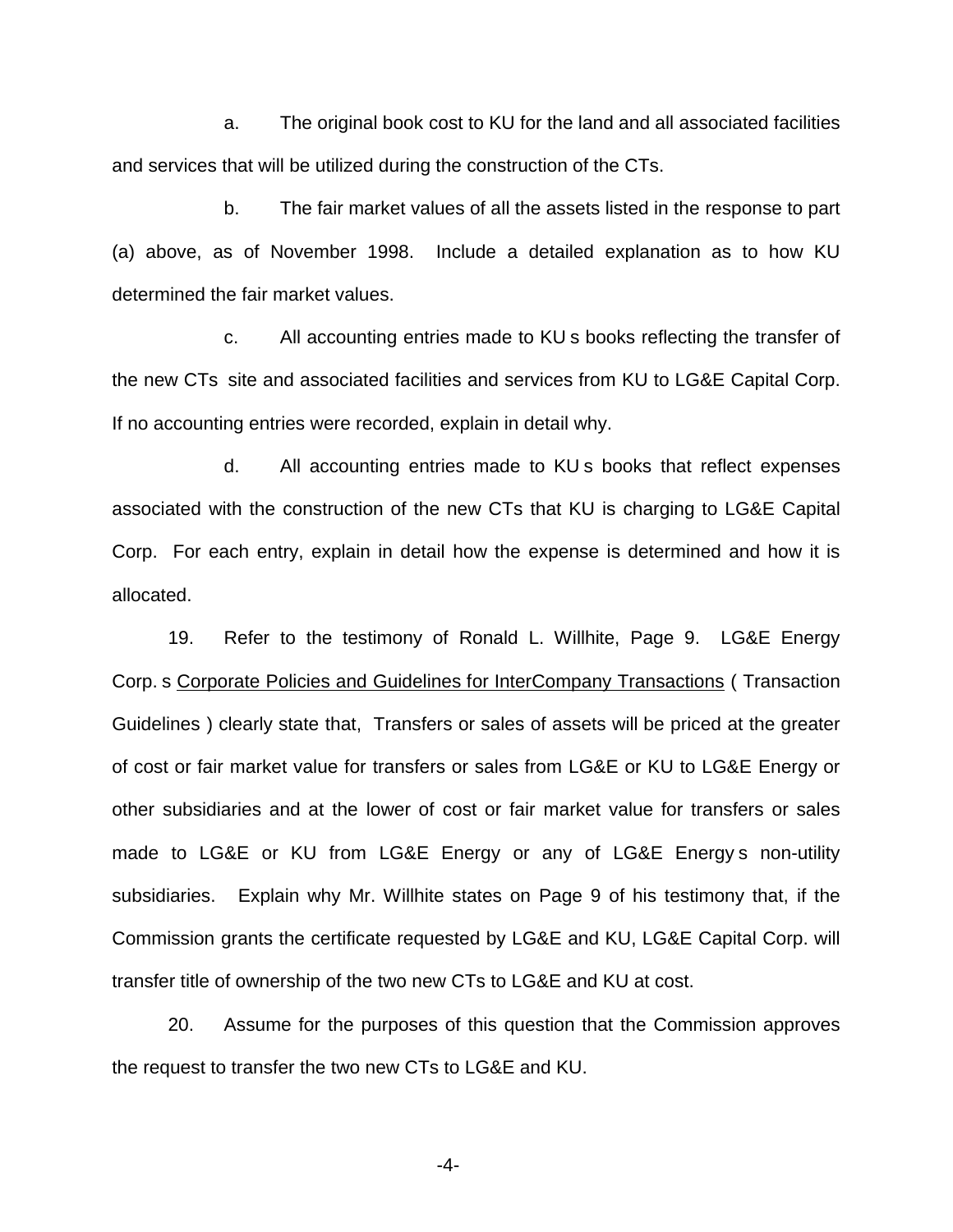a. The original book cost to KU for the land and all associated facilities and services that will be utilized during the construction of the CTs.

b. The fair market values of all the assets listed in the response to part (a) above, as of November 1998. Include a detailed explanation as to how KU determined the fair market values.

c. All accounting entries made to KU s books reflecting the transfer of the new CTs site and associated facilities and services from KU to LG&E Capital Corp. If no accounting entries were recorded, explain in detail why.

d. All accounting entries made to KU s books that reflect expenses associated with the construction of the new CTs that KU is charging to LG&E Capital Corp. For each entry, explain in detail how the expense is determined and how it is allocated.

19. Refer to the testimony of Ronald L. Willhite, Page 9. LG&E Energy Corp. s <u>Corporate Policies and Guidelines for InterCompany Transactions</u> ( Transaction Guidelines ) clearly state that, Transfers or sales of assets will be priced at the greater of cost or fair market value for transfers or sales from LG&E or KU to LG&E Energy or other subsidiaries and at the lower of cost or fair market value for transfers or sales made to LG&E or KU from LG&E Energy or any of LG&E Energy s non-utility subsidiaries. Explain why Mr. Willhite states on Page 9 of his testimony that, if the Commission grants the certificate requested by LG&E and KU, LG&E Capital Corp. will transfer title of ownership of the two new CTs to LG&E and KU at cost.

20. Assume for the purposes of this question that the Commission approves the request to transfer the two new CTs to LG&E and KU.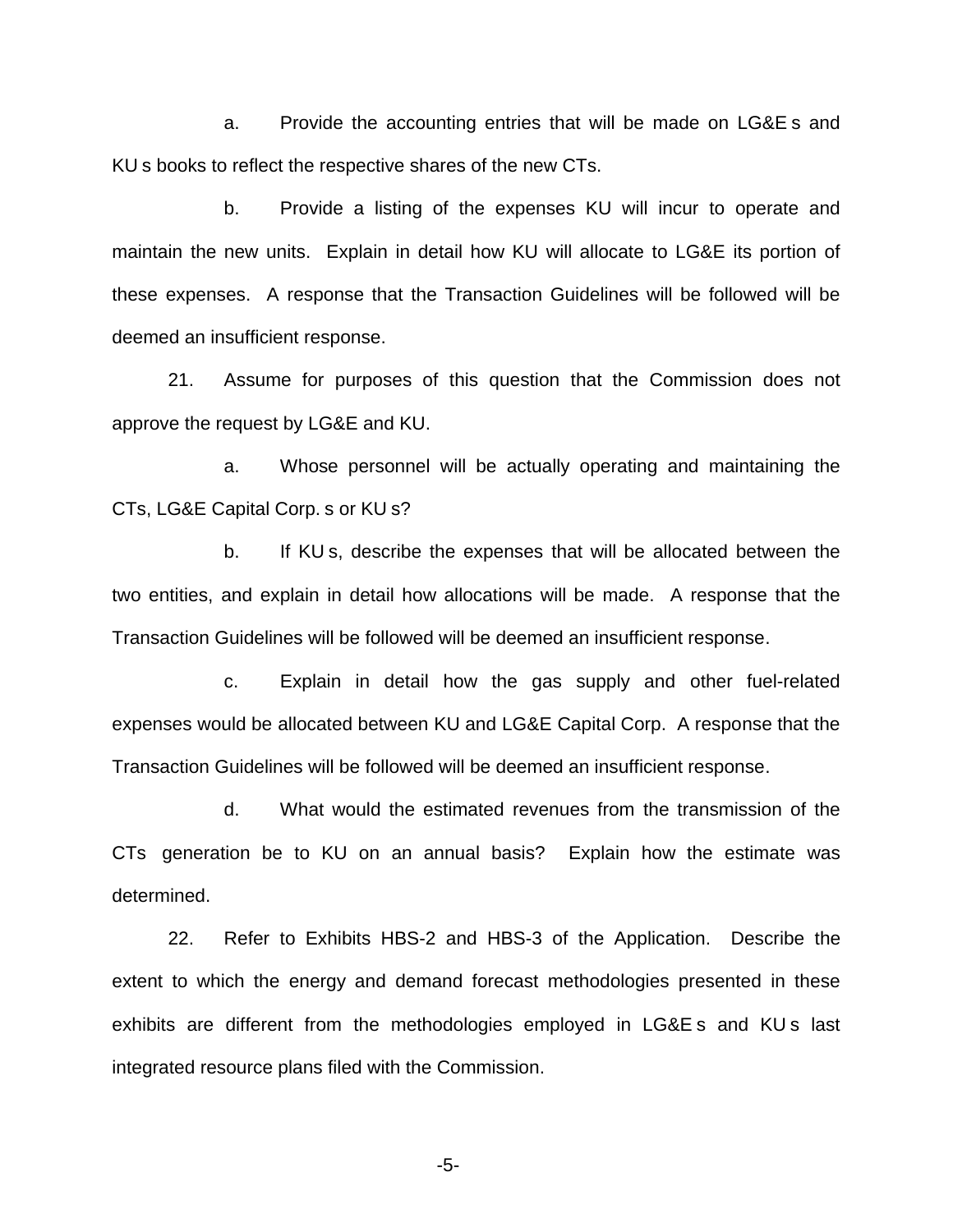a. Provide the accounting entries that will be made on LG&E s and KU s books to reflect the respective shares of the new CTs.

b. Provide a listing of the expenses KU will incur to operate and maintain the new units. Explain in detail how KU will allocate to LG&E its portion of these expenses. A response that the Transaction Guidelines will be followed will be deemed an insufficient response.

21. Assume for purposes of this question that the Commission does not approve the request by LG&E and KU.

a. Whose personnel will be actually operating and maintaining the CTs, LG&E Capital Corp. s or KU s?

b. If KU s, describe the expenses that will be allocated between the two entities, and explain in detail how allocations will be made. A response that the Transaction Guidelines will be followed will be deemed an insufficient response.

c. Explain in detail how the gas supply and other fuel-related expenses would be allocated between KU and LG&E Capital Corp. A response that the Transaction Guidelines will be followed will be deemed an insufficient response.

d. What would the estimated revenues from the transmission of the CTs generation be to KU on an annual basis? Explain how the estimate was determined.

22. Refer to Exhibits HBS-2 and HBS-3 of the Application. Describe the extent to which the energy and demand forecast methodologies presented in these exhibits are different from the methodologies employed in LG&E s and KU s last integrated resource plans filed with the Commission.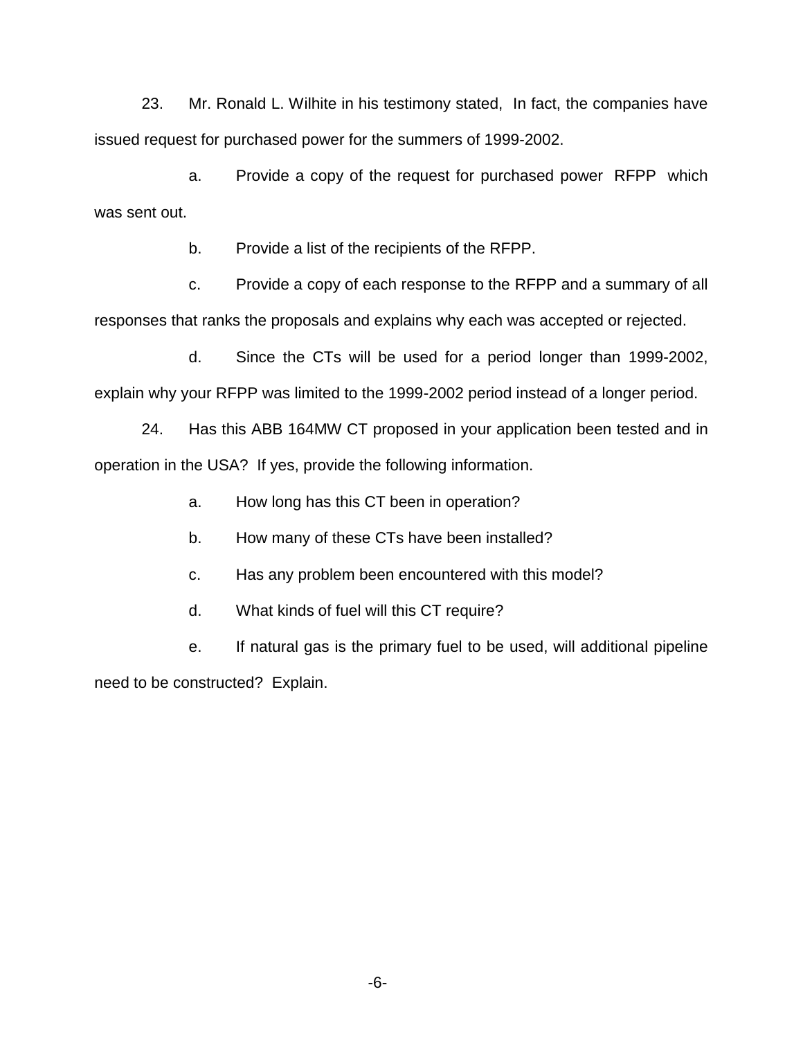23. Mr. Ronald L. Wilhite in his testimony stated, In fact, the companies have issued request for purchased power for the summers of 1999-2002.

a. Provide a copy of the request for purchased power RFPP which was sent out.

b. Provide a list of the recipients of the RFPP.

c. Provide a copy of each response to the RFPP and a summary of all responses that ranks the proposals and explains why each was accepted or rejected.

d. Since the CTs will be used for a period longer than 1999-2002, explain why your RFPP was limited to the 1999-2002 period instead of a longer period.

24. Has this ABB 164MW CT proposed in your application been tested and in operation in the USA? If yes, provide the following information.

a. How long has this CT been in operation?

b. How many of these CTs have been installed?

c. Has any problem been encountered with this model?

d. What kinds of fuel will this CT require?

e. If natural gas is the primary fuel to be used, will additional pipeline need to be constructed? Explain.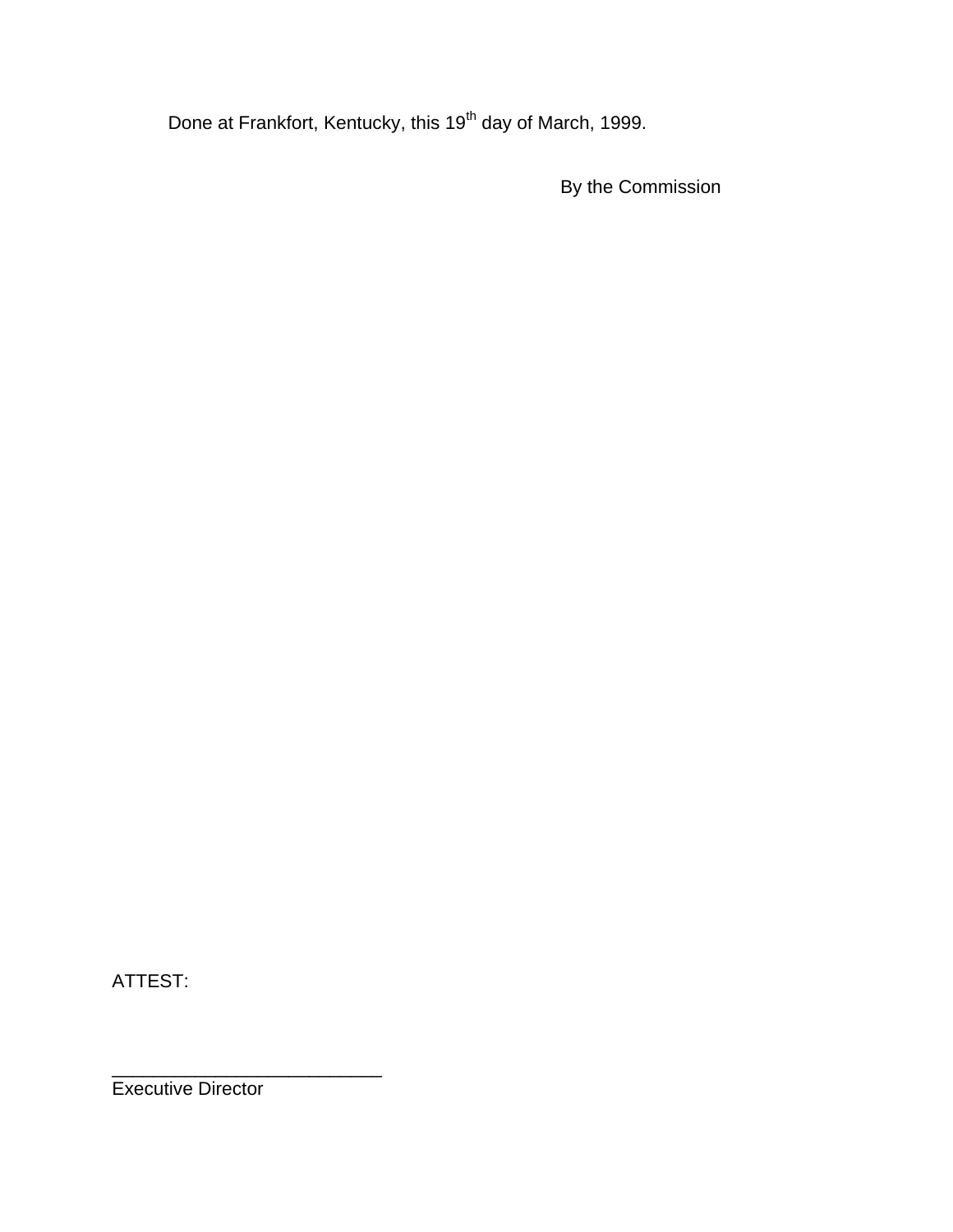Done at Frankfort, Kentucky, this 19th day of March, 1999.

By the Commission

ATTEST:

___________________________
Executive Director